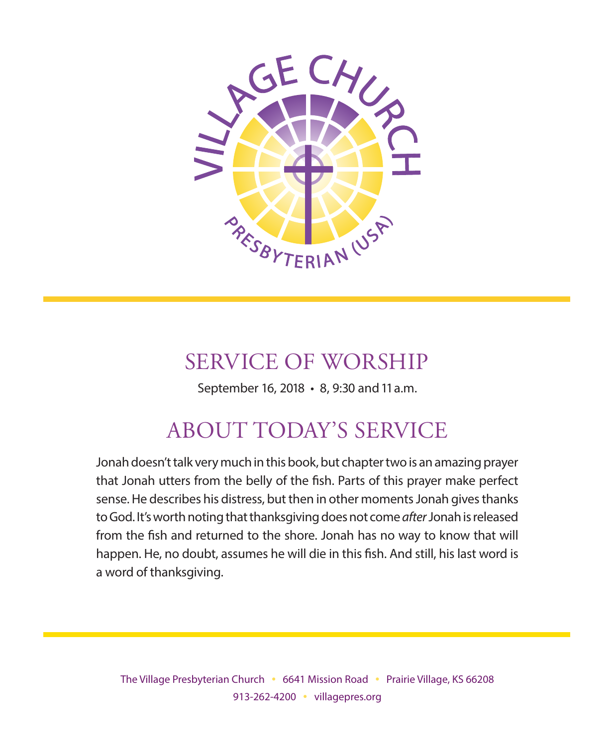VILLAGE CHURCH

PRESBYTERIAN (USA)

# SERVICE OF WORSHIP

September 16, 2018 • 8, 9:30 and 11 a.m.

## ABOUT TODAY'S SERVICE

Jonah doesn't talk very much in this book, but chapter two is an amazing prayer that Jonah utters from the belly of the fish. Parts of this prayer make perfect sense. He describes his distress, but then in other moments Jonah gives thanks to God. It's worth noting that thanksgiving does not come *after* Jonah is released from the fish and returned to the shore. Jonah has no way to know that will happen. He, no doubt, assumes he will die in this fish. And still, his last word is a word of thanksgiving.

The Village Presbyterian Church • 6641 Mission Road • Prairie Village, KS 66208
913-262-4200 • villagepres.org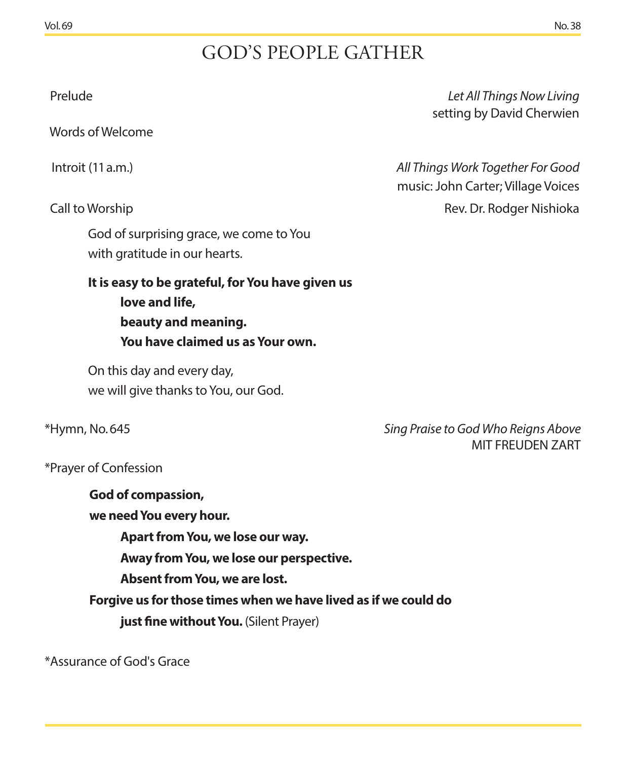# GOD'S PEOPLE GATHER

Prelude *Let All Things Now Living*
setting by David Cherwien

Words of Welcome

Introit (11 a.m.) *All Things Work Together For Good*
music: John Carter; Village Voices

Call to Worship Rev. Dr. Rodger Nishioka

God of surprising grace, we come to You
with gratitude in our hearts.

**It is easy to be grateful, for You have given us**
**love and life,**
**beauty and meaning.**
**You have claimed us as Your own.**

On this day and every day,
we will give thanks to You, our God.

*Hymn, No. 645 *Sing Praise to God Who Reigns Above*
MIT FREUDEN ZART

*Prayer of Confession

**God of compassion,**
**we need You every hour.**
**Apart from You, we lose our way.**
**Away from You, we lose our perspective.**
**Absent from You, we are lost.**
**Forgive us for those times when we have lived as if we could do**
**just fine without You.** (Silent Prayer)

*Assurance of God's Grace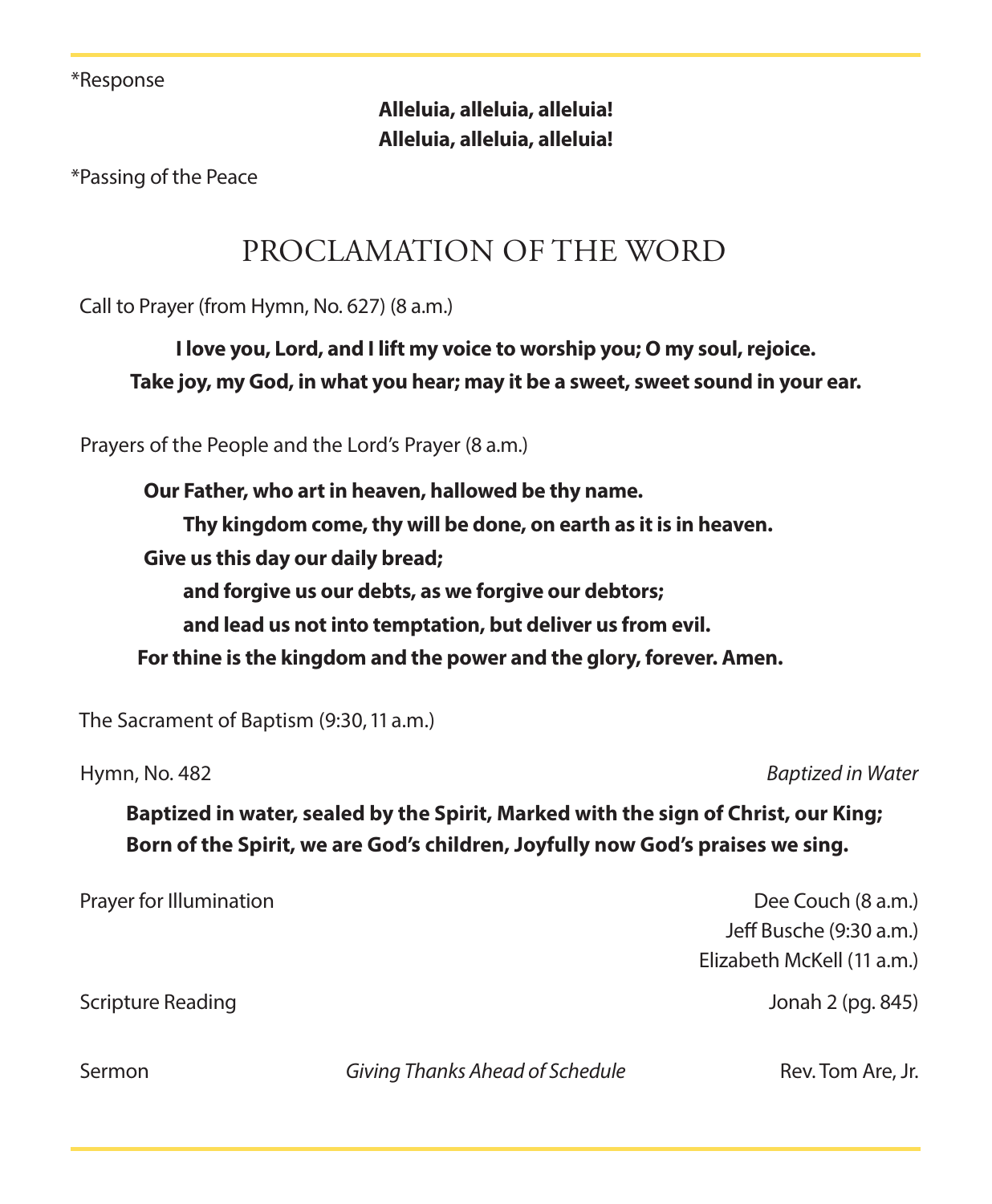*Response

**Alleluia, alleluia, alleluia!**
**Alleluia, alleluia, alleluia!**

*Passing of the Peace

## PROCLAMATION OF THE WORD

Call to Prayer (from Hymn, No. 627) (8 a.m.)

**I love you, Lord, and I lift my voice to worship you; O my soul, rejoice.**
**Take joy, my God, in what you hear; may it be a sweet, sweet sound in your ear.**

Prayers of the People and the Lord's Prayer (8 a.m.)

**Our Father, who art in heaven, hallowed be thy name.**
**Thy kingdom come, thy will be done, on earth as it is in heaven.**
**Give us this day our daily bread;**
**and forgive us our debts, as we forgive our debtors;**
**and lead us not into temptation, but deliver us from evil.**
**For thine is the kingdom and the power and the glory, forever. Amen.**

The Sacrament of Baptism (9:30, 11 a.m.)

Hymn, No. 482 — *Baptized in Water*

**Baptized in water, sealed by the Spirit, Marked with the sign of Christ, our King;**
**Born of the Spirit, we are God's children, Joyfully now God's praises we sing.**

Prayer for Illumination — Dee Couch (8 a.m.)
Jeff Busche (9:30 a.m.)
Elizabeth McKell (11 a.m.)

Scripture Reading — Jonah 2 (pg. 845)

Sermon — *Giving Thanks Ahead of Schedule* — Rev. Tom Are, Jr.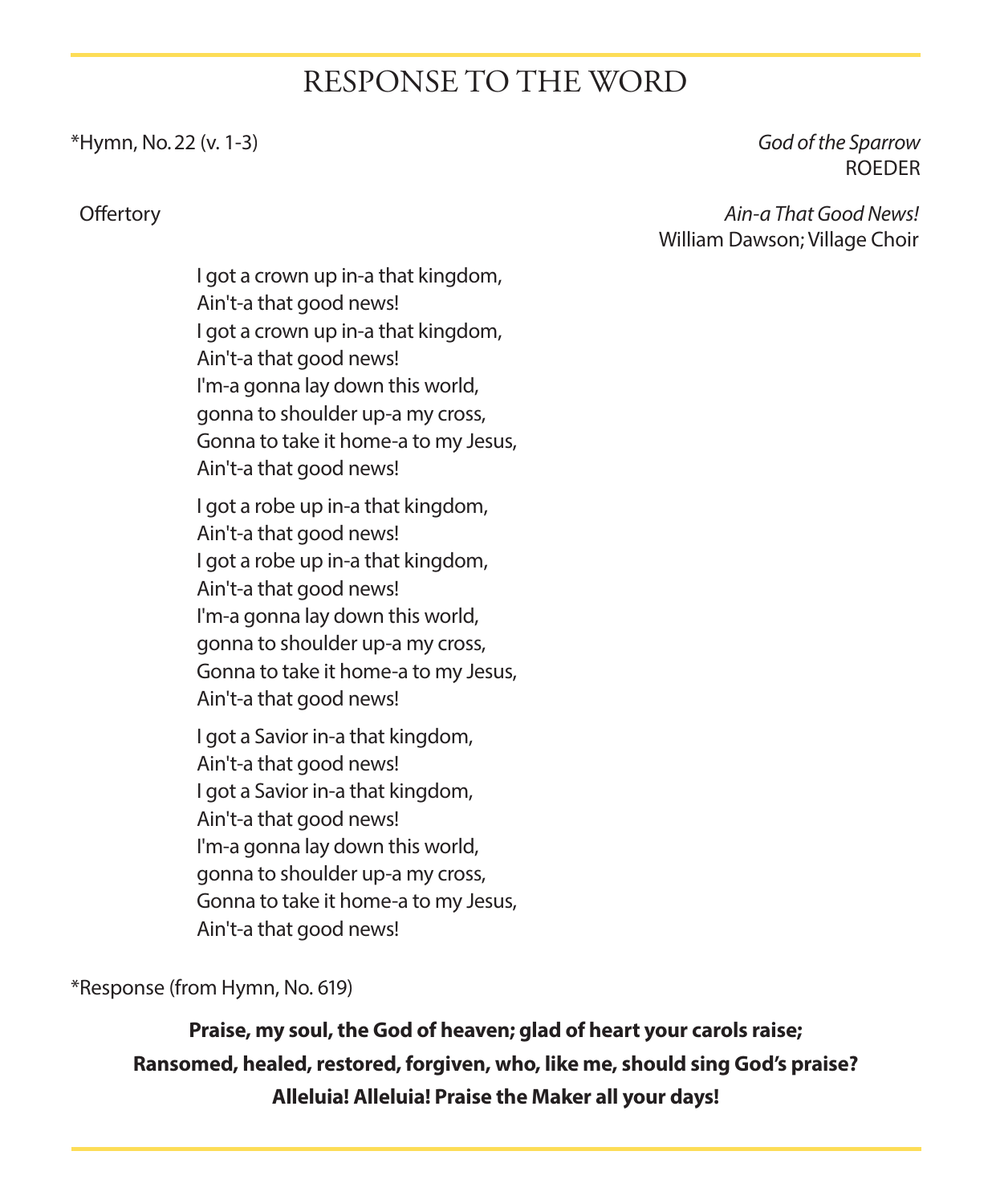# RESPONSE TO THE WORD

*Hymn, No. 22 (v. 1-3) — *God of the Sparrow*
ROEDER

Offertory — *Ain-a That Good News!*
William Dawson; Village Choir

I got a crown up in-a that kingdom,
Ain't-a that good news!
I got a crown up in-a that kingdom,
Ain't-a that good news!
I'm-a gonna lay down this world,
gonna to shoulder up-a my cross,
Gonna to take it home-a to my Jesus,
Ain't-a that good news!

I got a robe up in-a that kingdom,
Ain't-a that good news!
I got a robe up in-a that kingdom,
Ain't-a that good news!
I'm-a gonna lay down this world,
gonna to shoulder up-a my cross,
Gonna to take it home-a to my Jesus,
Ain't-a that good news!

I got a Savior in-a that kingdom,
Ain't-a that good news!
I got a Savior in-a that kingdom,
Ain't-a that good news!
I'm-a gonna lay down this world,
gonna to shoulder up-a my cross,
Gonna to take it home-a to my Jesus,
Ain't-a that good news!

*Response (from Hymn, No. 619)

**Praise, my soul, the God of heaven; glad of heart your carols raise;**
**Ransomed, healed, restored, forgiven, who, like me, should sing God's praise?**
**Alleluia! Alleluia! Praise the Maker all your days!**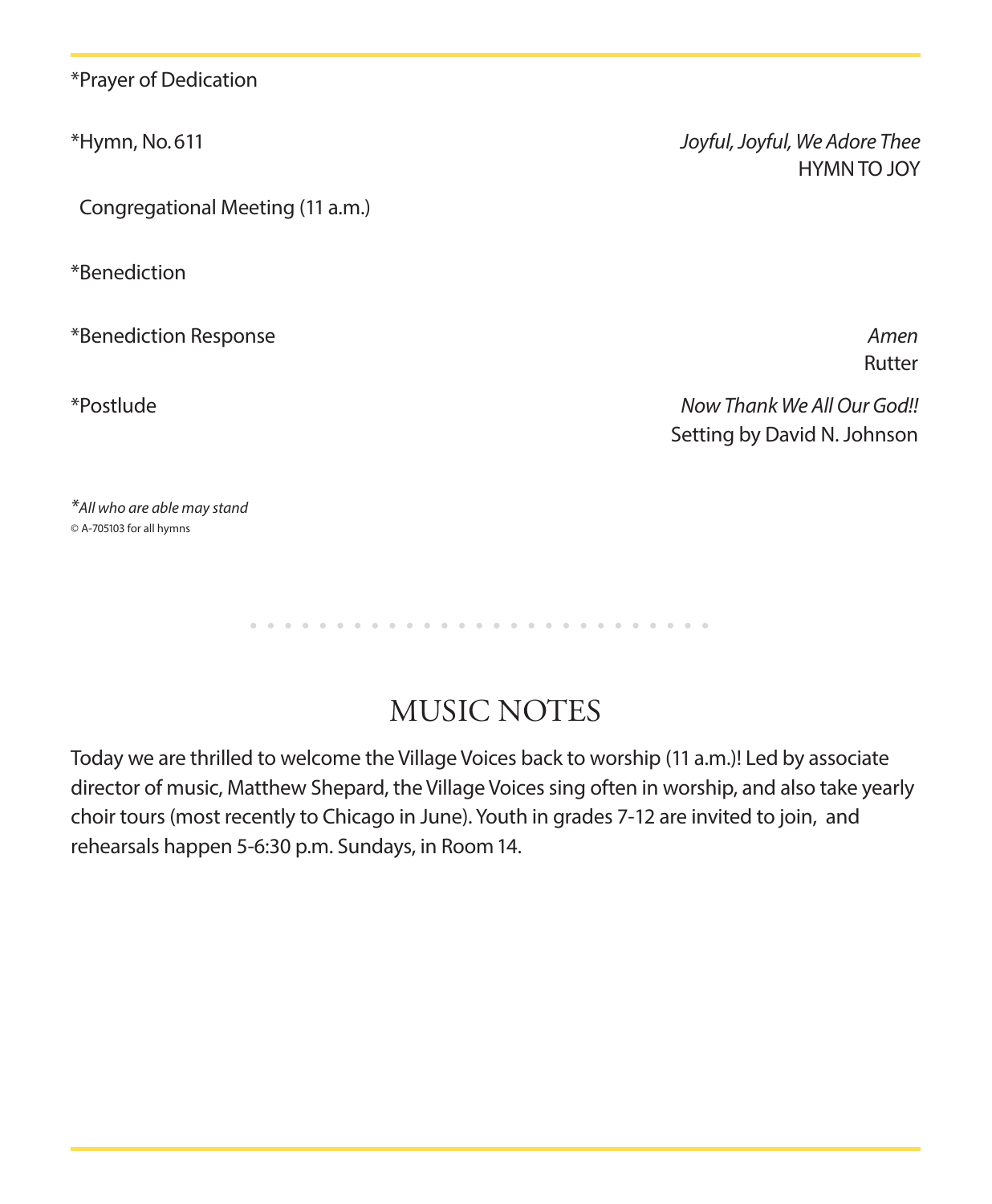*Prayer of Dedication

*Hymn, No. 611 — *Joyful, Joyful, We Adore Thee*
HYMN TO JOY

Congregational Meeting (11 a.m.)

*Benediction

*Benediction Response — *Amen*
Rutter

*Postlude — *Now Thank We All Our God!!*
Setting by David N. Johnson

**All who are able may stand*

© A-705103 for all hymns

## MUSIC NOTES

Today we are thrilled to welcome the Village Voices back to worship (11 a.m.)! Led by associate director of music, Matthew Shepard, the Village Voices sing often in worship, and also take yearly choir tours (most recently to Chicago in June). Youth in grades 7-12 are invited to join, and rehearsals happen 5-6:30 p.m. Sundays, in Room 14.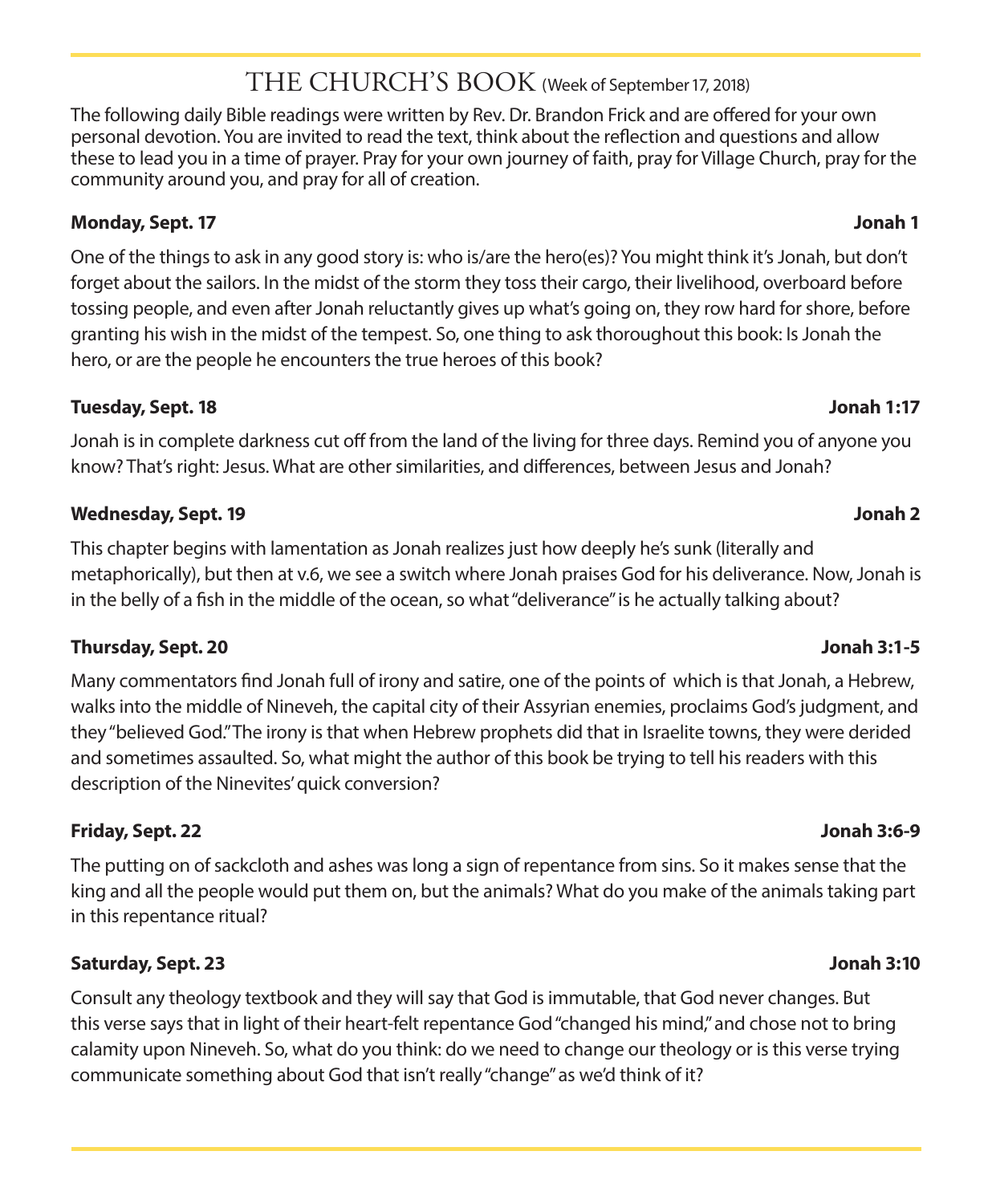# THE CHURCH'S BOOK (Week of September 17, 2018)

The following daily Bible readings were written by Rev. Dr. Brandon Frick and are offered for your own personal devotion. You are invited to read the text, think about the reflection and questions and allow these to lead you in a time of prayer. Pray for your own journey of faith, pray for Village Church, pray for the community around you, and pray for all of creation.

**Monday, Sept. 17** **Jonah 1**

One of the things to ask in any good story is: who is/are the hero(es)? You might think it's Jonah, but don't forget about the sailors. In the midst of the storm they toss their cargo, their livelihood, overboard before tossing people, and even after Jonah reluctantly gives up what's going on, they row hard for shore, before granting his wish in the midst of the tempest. So, one thing to ask thoroughout this book: Is Jonah the hero, or are the people he encounters the true heroes of this book?

**Tuesday, Sept. 18** **Jonah 1:17**

Jonah is in complete darkness cut off from the land of the living for three days. Remind you of anyone you know? That's right: Jesus. What are other similarities, and differences, between Jesus and Jonah?

**Wednesday, Sept. 19** **Jonah 2**

This chapter begins with lamentation as Jonah realizes just how deeply he's sunk (literally and metaphorically), but then at v.6, we see a switch where Jonah praises God for his deliverance. Now, Jonah is in the belly of a fish in the middle of the ocean, so what "deliverance" is he actually talking about?

**Thursday, Sept. 20** **Jonah 3:1-5**

Many commentators find Jonah full of irony and satire, one of the points of which is that Jonah, a Hebrew, walks into the middle of Nineveh, the capital city of their Assyrian enemies, proclaims God's judgment, and they "believed God." The irony is that when Hebrew prophets did that in Israelite towns, they were derided and sometimes assaulted. So, what might the author of this book be trying to tell his readers with this description of the Ninevites' quick conversion?

**Friday, Sept. 22** **Jonah 3:6-9**

The putting on of sackcloth and ashes was long a sign of repentance from sins. So it makes sense that the king and all the people would put them on, but the animals? What do you make of the animals taking part in this repentance ritual?

**Saturday, Sept. 23** **Jonah 3:10**

Consult any theology textbook and they will say that God is immutable, that God never changes. But this verse says that in light of their heart-felt repentance God "changed his mind," and chose not to bring calamity upon Nineveh. So, what do you think: do we need to change our theology or is this verse trying communicate something about God that isn't really "change" as we'd think of it?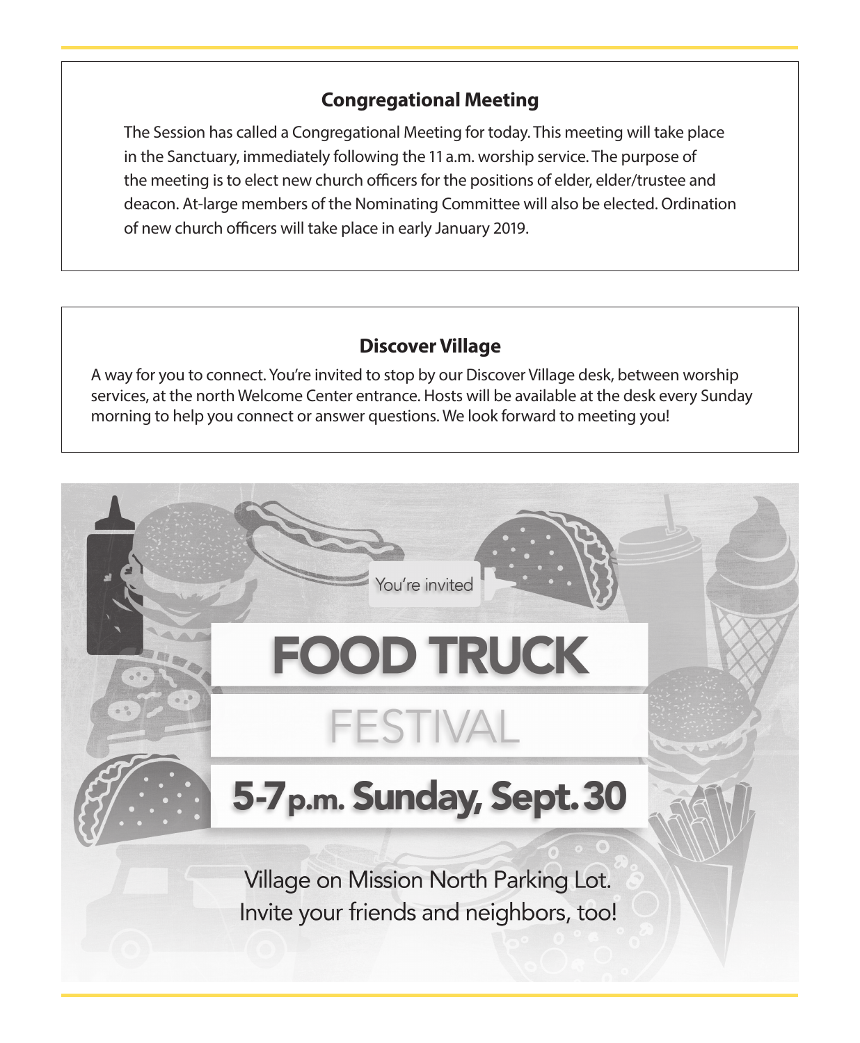## Congregational Meeting

The Session has called a Congregational Meeting for today. This meeting will take place in the Sanctuary, immediately following the 11 a.m. worship service. The purpose of the meeting is to elect new church officers for the positions of elder, elder/trustee and deacon. At-large members of the Nominating Committee will also be elected. Ordination of new church officers will take place in early January 2019.

## Discover Village

A way for you to connect. You're invited to stop by our Discover Village desk, between worship services, at the north Welcome Center entrance. Hosts will be available at the desk every Sunday morning to help you connect or answer questions. We look forward to meeting you!

You're invited

# FOOD TRUCK FESTIVAL

**5-7 p.m. Sunday, Sept. 30**

Village on Mission North Parking Lot.
Invite your friends and neighbors, too!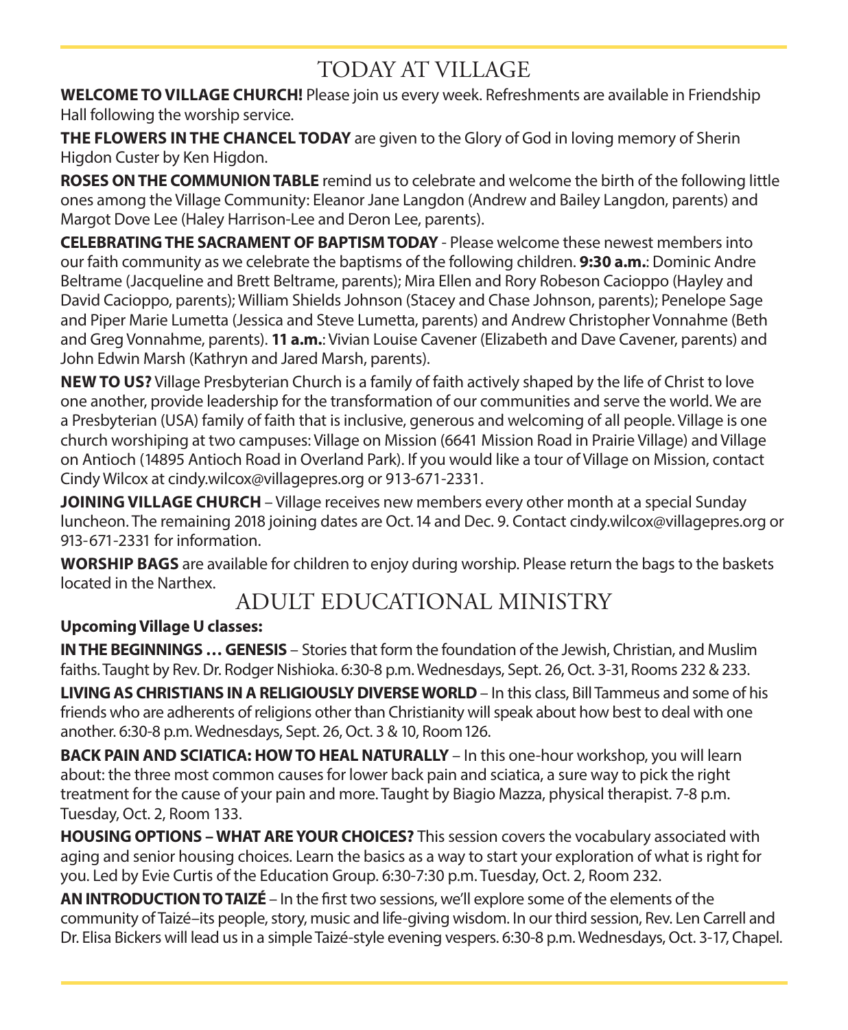# TODAY AT VILLAGE

**WELCOME TO VILLAGE CHURCH!** Please join us every week. Refreshments are available in Friendship Hall following the worship service.

**THE FLOWERS IN THE CHANCEL TODAY** are given to the Glory of God in loving memory of Sherin Higdon Custer by Ken Higdon.

**ROSES ON THE COMMUNION TABLE** remind us to celebrate and welcome the birth of the following little ones among the Village Community: Eleanor Jane Langdon (Andrew and Bailey Langdon, parents) and Margot Dove Lee (Haley Harrison-Lee and Deron Lee, parents).

**CELEBRATING THE SACRAMENT OF BAPTISM TODAY** - Please welcome these newest members into our faith community as we celebrate the baptisms of the following children. **9:30 a.m.**: Dominic Andre Beltrame (Jacqueline and Brett Beltrame, parents); Mira Ellen and Rory Robeson Cacioppo (Hayley and David Cacioppo, parents); William Shields Johnson (Stacey and Chase Johnson, parents); Penelope Sage and Piper Marie Lumetta (Jessica and Steve Lumetta, parents) and Andrew Christopher Vonnahme (Beth and Greg Vonnahme, parents). **11 a.m.**: Vivian Louise Cavener (Elizabeth and Dave Cavener, parents) and John Edwin Marsh (Kathryn and Jared Marsh, parents).

**NEW TO US?** Village Presbyterian Church is a family of faith actively shaped by the life of Christ to love one another, provide leadership for the transformation of our communities and serve the world. We are a Presbyterian (USA) family of faith that is inclusive, generous and welcoming of all people. Village is one church worshiping at two campuses: Village on Mission (6641 Mission Road in Prairie Village) and Village on Antioch (14895 Antioch Road in Overland Park). If you would like a tour of Village on Mission, contact Cindy Wilcox at cindy.wilcox@villagepres.org or 913-671-2331.

**JOINING VILLAGE CHURCH** – Village receives new members every other month at a special Sunday luncheon. The remaining 2018 joining dates are Oct. 14 and Dec. 9. Contact cindy.wilcox@villagepres.org or 913-671-2331 for information.

**WORSHIP BAGS** are available for children to enjoy during worship. Please return the bags to the baskets located in the Narthex.

# ADULT EDUCATIONAL MINISTRY

**Upcoming Village U classes:**

**IN THE BEGINNINGS … GENESIS** – Stories that form the foundation of the Jewish, Christian, and Muslim faiths. Taught by Rev. Dr. Rodger Nishioka. 6:30-8 p.m. Wednesdays, Sept. 26, Oct. 3-31, Rooms 232 & 233.

**LIVING AS CHRISTIANS IN A RELIGIOUSLY DIVERSE WORLD** – In this class, Bill Tammeus and some of his friends who are adherents of religions other than Christianity will speak about how best to deal with one another. 6:30-8 p.m. Wednesdays, Sept. 26, Oct. 3 & 10, Room 126.

**BACK PAIN AND SCIATICA: HOW TO HEAL NATURALLY** – In this one-hour workshop, you will learn about: the three most common causes for lower back pain and sciatica, a sure way to pick the right treatment for the cause of your pain and more. Taught by Biagio Mazza, physical therapist. 7-8 p.m. Tuesday, Oct. 2, Room 133.

**HOUSING OPTIONS – WHAT ARE YOUR CHOICES?** This session covers the vocabulary associated with aging and senior housing choices. Learn the basics as a way to start your exploration of what is right for you. Led by Evie Curtis of the Education Group. 6:30-7:30 p.m. Tuesday, Oct. 2, Room 232.

**AN INTRODUCTION TO TAIZÉ** – In the first two sessions, we'll explore some of the elements of the community of Taizé–its people, story, music and life-giving wisdom. In our third session, Rev. Len Carrell and Dr. Elisa Bickers will lead us in a simple Taizé-style evening vespers. 6:30-8 p.m. Wednesdays, Oct. 3-17, Chapel.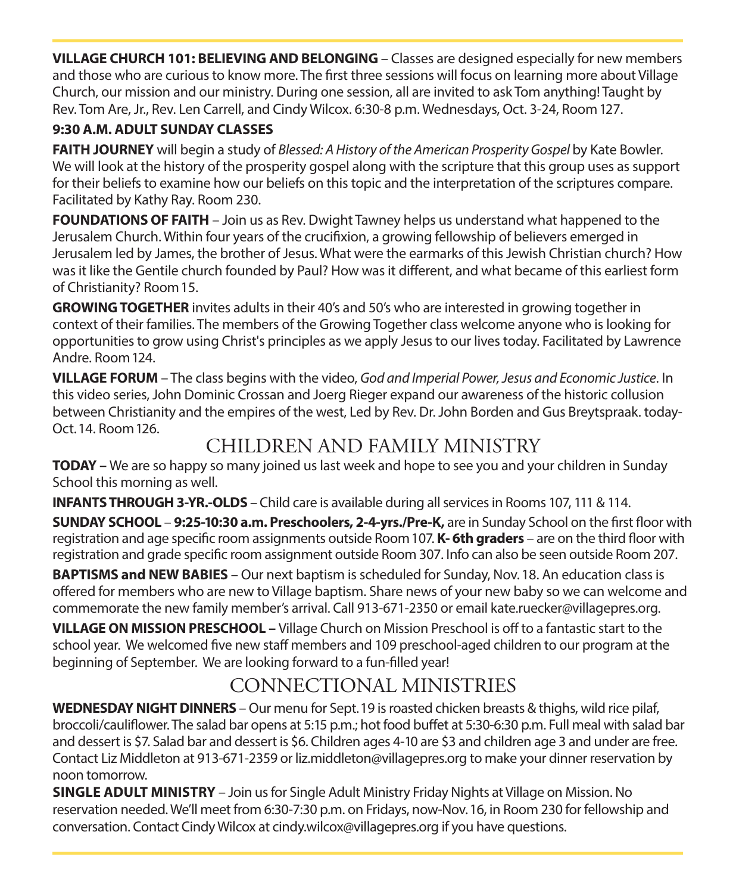**VILLAGE CHURCH 101: BELIEVING AND BELONGING** – Classes are designed especially for new members and those who are curious to know more. The first three sessions will focus on learning more about Village Church, our mission and our ministry. During one session, all are invited to ask Tom anything! Taught by Rev. Tom Are, Jr., Rev. Len Carrell, and Cindy Wilcox. 6:30-8 p.m. Wednesdays, Oct. 3-24, Room 127.

**9:30 A.M. ADULT SUNDAY CLASSES**

**FAITH JOURNEY** will begin a study of *Blessed: A History of the American Prosperity Gospel* by Kate Bowler. We will look at the history of the prosperity gospel along with the scripture that this group uses as support for their beliefs to examine how our beliefs on this topic and the interpretation of the scriptures compare. Facilitated by Kathy Ray. Room 230.

**FOUNDATIONS OF FAITH** – Join us as Rev. Dwight Tawney helps us understand what happened to the Jerusalem Church. Within four years of the crucifixion, a growing fellowship of believers emerged in Jerusalem led by James, the brother of Jesus. What were the earmarks of this Jewish Christian church? How was it like the Gentile church founded by Paul? How was it different, and what became of this earliest form of Christianity? Room 15.

**GROWING TOGETHER** invites adults in their 40's and 50's who are interested in growing together in context of their families. The members of the Growing Together class welcome anyone who is looking for opportunities to grow using Christ's principles as we apply Jesus to our lives today. Facilitated by Lawrence Andre. Room 124.

**VILLAGE FORUM** – The class begins with the video, *God and Imperial Power, Jesus and Economic Justice*. In this video series, John Dominic Crossan and Joerg Rieger expand our awareness of the historic collusion between Christianity and the empires of the west, Led by Rev. Dr. John Borden and Gus Breytspraak. today-Oct. 14. Room 126.

## CHILDREN AND FAMILY MINISTRY

**TODAY –** We are so happy so many joined us last week and hope to see you and your children in Sunday School this morning as well.

**INFANTS THROUGH 3-YR.-OLDS** – Child care is available during all services in Rooms 107, 111 & 114.

**SUNDAY SCHOOL** – **9:25-10:30 a.m. Preschoolers, 2-4-yrs./Pre-K,** are in Sunday School on the first floor with registration and age specific room assignments outside Room 107. **K- 6th graders** – are on the third floor with registration and grade specific room assignment outside Room 307. Info can also be seen outside Room 207.

**BAPTISMS and NEW BABIES** – Our next baptism is scheduled for Sunday, Nov. 18. An education class is offered for members who are new to Village baptism. Share news of your new baby so we can welcome and commemorate the new family member's arrival. Call 913-671-2350 or email kate.ruecker@villagepres.org.

**VILLAGE ON MISSION PRESCHOOL –** Village Church on Mission Preschool is off to a fantastic start to the school year. We welcomed five new staff members and 109 preschool-aged children to our program at the beginning of September. We are looking forward to a fun-filled year!

## CONNECTIONAL MINISTRIES

**WEDNESDAY NIGHT DINNERS** – Our menu for Sept. 19 is roasted chicken breasts & thighs, wild rice pilaf, broccoli/cauliflower. The salad bar opens at 5:15 p.m.; hot food buffet at 5:30-6:30 p.m. Full meal with salad bar and dessert is $7. Salad bar and dessert is $6. Children ages 4-10 are $3 and children age 3 and under are free. Contact Liz Middleton at 913-671-2359 or liz.middleton@villagepres.org to make your dinner reservation by noon tomorrow.

**SINGLE ADULT MINISTRY** – Join us for Single Adult Ministry Friday Nights at Village on Mission. No reservation needed. We'll meet from 6:30-7:30 p.m. on Fridays, now-Nov. 16, in Room 230 for fellowship and conversation. Contact Cindy Wilcox at cindy.wilcox@villagepres.org if you have questions.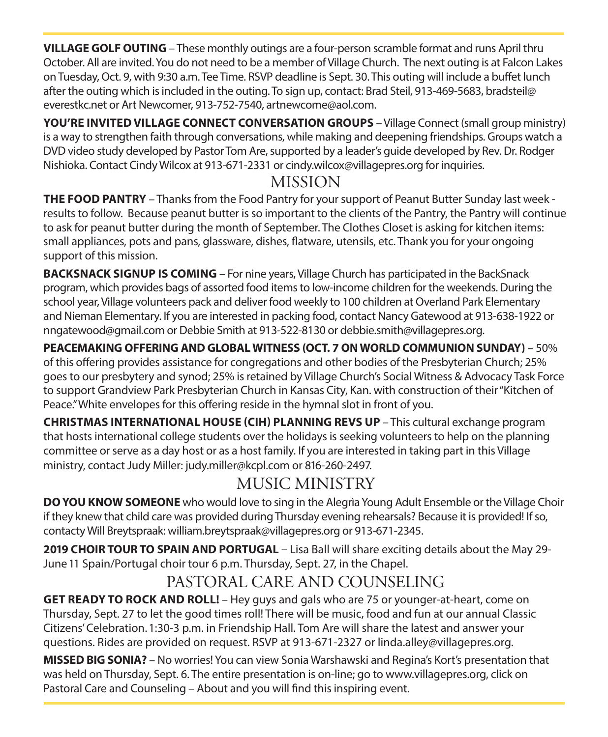**VILLAGE GOLF OUTING** – These monthly outings are a four-person scramble format and runs April thru October. All are invited. You do not need to be a member of Village Church. The next outing is at Falcon Lakes on Tuesday, Oct. 9, with 9:30 a.m. Tee Time. RSVP deadline is Sept. 30. This outing will include a buffet lunch after the outing which is included in the outing. To sign up, contact: Brad Steil, 913-469-5683, bradsteil@everestkc.net or Art Newcomer, 913-752-7540, artnewcome@aol.com.

**YOU'RE INVITED VILLAGE CONNECT CONVERSATION GROUPS** – Village Connect (small group ministry) is a way to strengthen faith through conversations, while making and deepening friendships. Groups watch a DVD video study developed by Pastor Tom Are, supported by a leader's guide developed by Rev. Dr. Rodger Nishioka. Contact Cindy Wilcox at 913-671-2331 or cindy.wilcox@villagepres.org for inquiries.

## MISSION

**THE FOOD PANTRY** – Thanks from the Food Pantry for your support of Peanut Butter Sunday last week - results to follow. Because peanut butter is so important to the clients of the Pantry, the Pantry will continue to ask for peanut butter during the month of September. The Clothes Closet is asking for kitchen items: small appliances, pots and pans, glassware, dishes, flatware, utensils, etc. Thank you for your ongoing support of this mission.

**BACKSNACK SIGNUP IS COMING** – For nine years, Village Church has participated in the BackSnack program, which provides bags of assorted food items to low-income children for the weekends. During the school year, Village volunteers pack and deliver food weekly to 100 children at Overland Park Elementary and Nieman Elementary. If you are interested in packing food, contact Nancy Gatewood at 913-638-1922 or nngatewood@gmail.com or Debbie Smith at 913-522-8130 or debbie.smith@villagepres.org.

**PEACEMAKING OFFERING AND GLOBAL WITNESS (OCT. 7 ON WORLD COMMUNION SUNDAY)** – 50% of this offering provides assistance for congregations and other bodies of the Presbyterian Church; 25% goes to our presbytery and synod; 25% is retained by Village Church's Social Witness & Advocacy Task Force to support Grandview Park Presbyterian Church in Kansas City, Kan. with construction of their "Kitchen of Peace." White envelopes for this offering reside in the hymnal slot in front of you.

**CHRISTMAS INTERNATIONAL HOUSE (CIH) PLANNING REVS UP** – This cultural exchange program that hosts international college students over the holidays is seeking volunteers to help on the planning committee or serve as a day host or as a host family. If you are interested in taking part in this Village ministry, contact Judy Miller: judy.miller@kcpl.com or 816-260-2497.

## MUSIC MINISTRY

**DO YOU KNOW SOMEONE** who would love to sing in the Alegrìa Young Adult Ensemble or the Village Choir if they knew that child care was provided during Thursday evening rehearsals? Because it is provided! If so, contacty Will Breytspraak: william.breytspraak@villagepres.org or 913-671-2345.

**2019 CHOIR TOUR TO SPAIN AND PORTUGAL** – Lisa Ball will share exciting details about the May 29-June 11 Spain/Portugal choir tour 6 p.m. Thursday, Sept. 27, in the Chapel.

## PASTORAL CARE AND COUNSELING

**GET READY TO ROCK AND ROLL!** – Hey guys and gals who are 75 or younger-at-heart, come on Thursday, Sept. 27 to let the good times roll! There will be music, food and fun at our annual Classic Citizens' Celebration. 1:30-3 p.m. in Friendship Hall. Tom Are will share the latest and answer your questions. Rides are provided on request. RSVP at 913-671-2327 or linda.alley@villagepres.org.

**MISSED BIG SONIA?** – No worries! You can view Sonia Warshawski and Regina's Kort's presentation that was held on Thursday, Sept. 6. The entire presentation is on-line; go to www.villagepres.org, click on Pastoral Care and Counseling – About and you will find this inspiring event.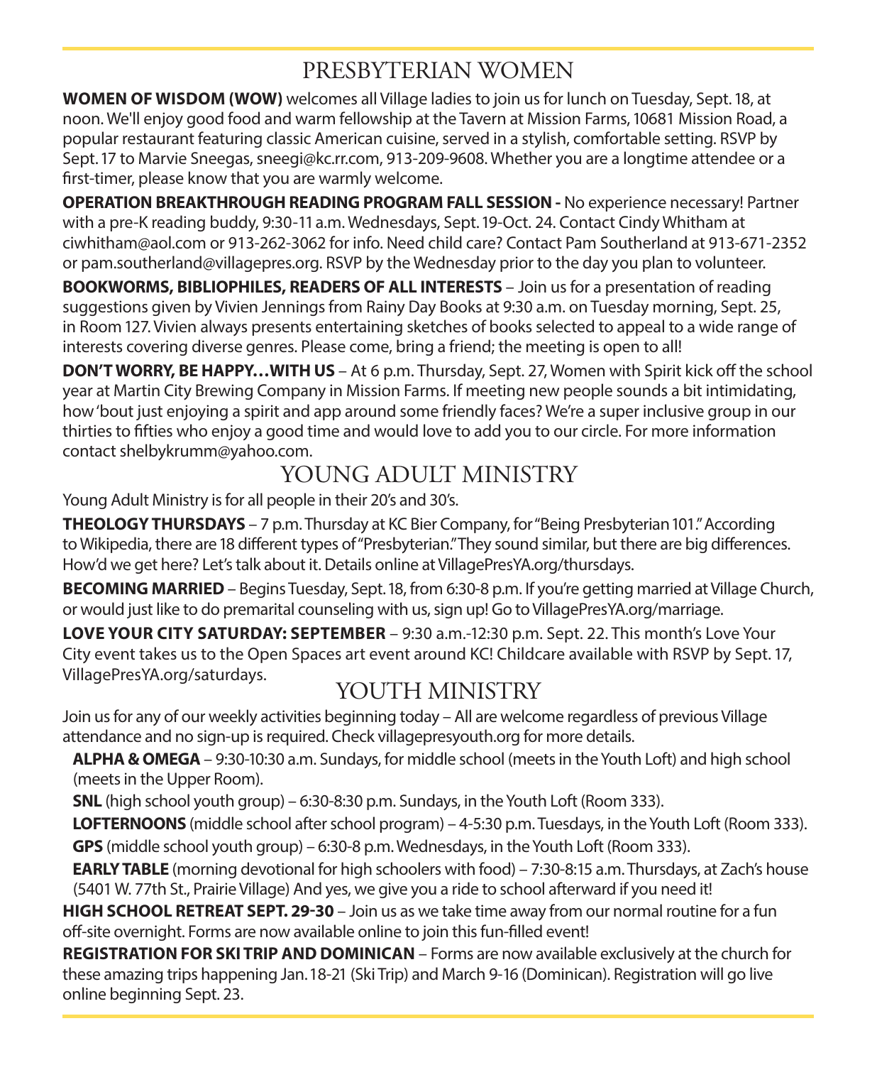## PRESBYTERIAN WOMEN

**WOMEN OF WISDOM (WOW)** welcomes all Village ladies to join us for lunch on Tuesday, Sept. 18, at noon. We'll enjoy good food and warm fellowship at the Tavern at Mission Farms, 10681 Mission Road, a popular restaurant featuring classic American cuisine, served in a stylish, comfortable setting. RSVP by Sept. 17 to Marvie Sneegas, sneegi@kc.rr.com, 913-209-9608. Whether you are a longtime attendee or a first-timer, please know that you are warmly welcome.

**OPERATION BREAKTHROUGH READING PROGRAM FALL SESSION -** No experience necessary! Partner with a pre-K reading buddy, 9:30-11 a.m. Wednesdays, Sept. 19-Oct. 24. Contact Cindy Whitham at ciwhitham@aol.com or 913-262-3062 for info. Need child care? Contact Pam Southerland at 913-671-2352 or pam.southerland@villagepres.org. RSVP by the Wednesday prior to the day you plan to volunteer.

**BOOKWORMS, BIBLIOPHILES, READERS OF ALL INTERESTS** – Join us for a presentation of reading suggestions given by Vivien Jennings from Rainy Day Books at 9:30 a.m. on Tuesday morning, Sept. 25, in Room 127. Vivien always presents entertaining sketches of books selected to appeal to a wide range of interests covering diverse genres. Please come, bring a friend; the meeting is open to all!

**DON'T WORRY, BE HAPPY…WITH US** – At 6 p.m. Thursday, Sept. 27, Women with Spirit kick off the school year at Martin City Brewing Company in Mission Farms. If meeting new people sounds a bit intimidating, how 'bout just enjoying a spirit and app around some friendly faces? We're a super inclusive group in our thirties to fifties who enjoy a good time and would love to add you to our circle. For more information contact shelbykrumm@yahoo.com.

## YOUNG ADULT MINISTRY

Young Adult Ministry is for all people in their 20's and 30's.

**THEOLOGY THURSDAYS** – 7 p.m. Thursday at KC Bier Company, for "Being Presbyterian 101." According to Wikipedia, there are 18 different types of "Presbyterian." They sound similar, but there are big differences. How'd we get here? Let's talk about it. Details online at VillagePresYA.org/thursdays.

**BECOMING MARRIED** – Begins Tuesday, Sept. 18, from 6:30-8 p.m. If you're getting married at Village Church, or would just like to do premarital counseling with us, sign up! Go to VillagePresYA.org/marriage.

**LOVE YOUR CITY SATURDAY: SEPTEMBER** – 9:30 a.m.-12:30 p.m. Sept. 22. This month's Love Your City event takes us to the Open Spaces art event around KC! Childcare available with RSVP by Sept. 17, VillagePresYA.org/saturdays.

## YOUTH MINISTRY

Join us for any of our weekly activities beginning today – All are welcome regardless of previous Village attendance and no sign-up is required. Check villagepresyouth.org for more details.

- **ALPHA & OMEGA** – 9:30-10:30 a.m. Sundays, for middle school (meets in the Youth Loft) and high school (meets in the Upper Room).
- **SNL** (high school youth group) – 6:30-8:30 p.m. Sundays, in the Youth Loft (Room 333).
- **LOFTERNOONS** (middle school after school program) – 4-5:30 p.m. Tuesdays, in the Youth Loft (Room 333).
- **GPS** (middle school youth group) – 6:30-8 p.m. Wednesdays, in the Youth Loft (Room 333).
- **EARLY TABLE** (morning devotional for high schoolers with food) – 7:30-8:15 a.m. Thursdays, at Zach's house (5401 W. 77th St., Prairie Village) And yes, we give you a ride to school afterward if you need it!

**HIGH SCHOOL RETREAT SEPT. 29-30** – Join us as we take time away from our normal routine for a fun off-site overnight. Forms are now available online to join this fun-filled event!

**REGISTRATION FOR SKI TRIP AND DOMINICAN** – Forms are now available exclusively at the church for these amazing trips happening Jan. 18-21 (Ski Trip) and March 9-16 (Dominican). Registration will go live online beginning Sept. 23.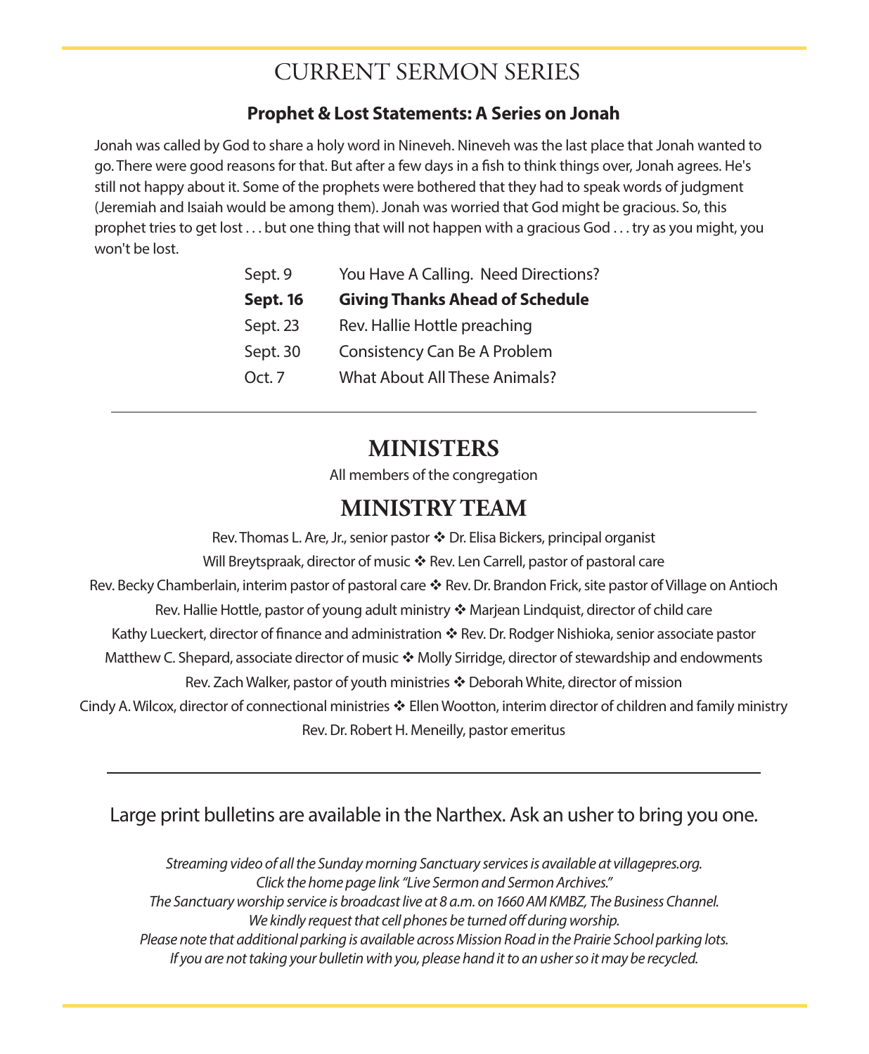# CURRENT SERMON SERIES

### Prophet & Lost Statements: A Series on Jonah

Jonah was called by God to share a holy word in Nineveh. Nineveh was the last place that Jonah wanted to go. There were good reasons for that. But after a few days in a fish to think things over, Jonah agrees. He's still not happy about it. Some of the prophets were bothered that they had to speak words of judgment (Jeremiah and Isaiah would be among them). Jonah was worried that God might be gracious. So, this prophet tries to get lost . . . but one thing that will not happen with a gracious God . . . try as you might, you won't be lost.

| | |
|---|---|
| Sept. 9 | You Have A Calling. Need Directions? |
| **Sept. 16** | **Giving Thanks Ahead of Schedule** |
| Sept. 23 | Rev. Hallie Hottle preaching |
| Sept. 30 | Consistency Can Be A Problem |
| Oct. 7 | What About All These Animals? |

---

## MINISTERS

All members of the congregation

## MINISTRY TEAM

Rev. Thomas L. Are, Jr., senior pastor ❖ Dr. Elisa Bickers, principal organist
Will Breytspraak, director of music ❖ Rev. Len Carrell, pastor of pastoral care
Rev. Becky Chamberlain, interim pastor of pastoral care ❖ Rev. Dr. Brandon Frick, site pastor of Village on Antioch
Rev. Hallie Hottle, pastor of young adult ministry ❖ Marjean Lindquist, director of child care
Kathy Lueckert, director of finance and administration ❖ Rev. Dr. Rodger Nishioka, senior associate pastor
Matthew C. Shepard, associate director of music ❖ Molly Sirridge, director of stewardship and endowments
Rev. Zach Walker, pastor of youth ministries ❖ Deborah White, director of mission
Cindy A. Wilcox, director of connectional ministries ❖ Ellen Wootton, interim director of children and family ministry
Rev. Dr. Robert H. Meneilly, pastor emeritus

---

Large print bulletins are available in the Narthex. Ask an usher to bring you one.

*Streaming video of all the Sunday morning Sanctuary services is available at villagepres.org.*
*Click the home page link "Live Sermon and Sermon Archives."*
*The Sanctuary worship service is broadcast live at 8 a.m. on 1660 AM KMBZ, The Business Channel.*
*We kindly request that cell phones be turned off during worship.*
*Please note that additional parking is available across Mission Road in the Prairie School parking lots.*
*If you are not taking your bulletin with you, please hand it to an usher so it may be recycled.*